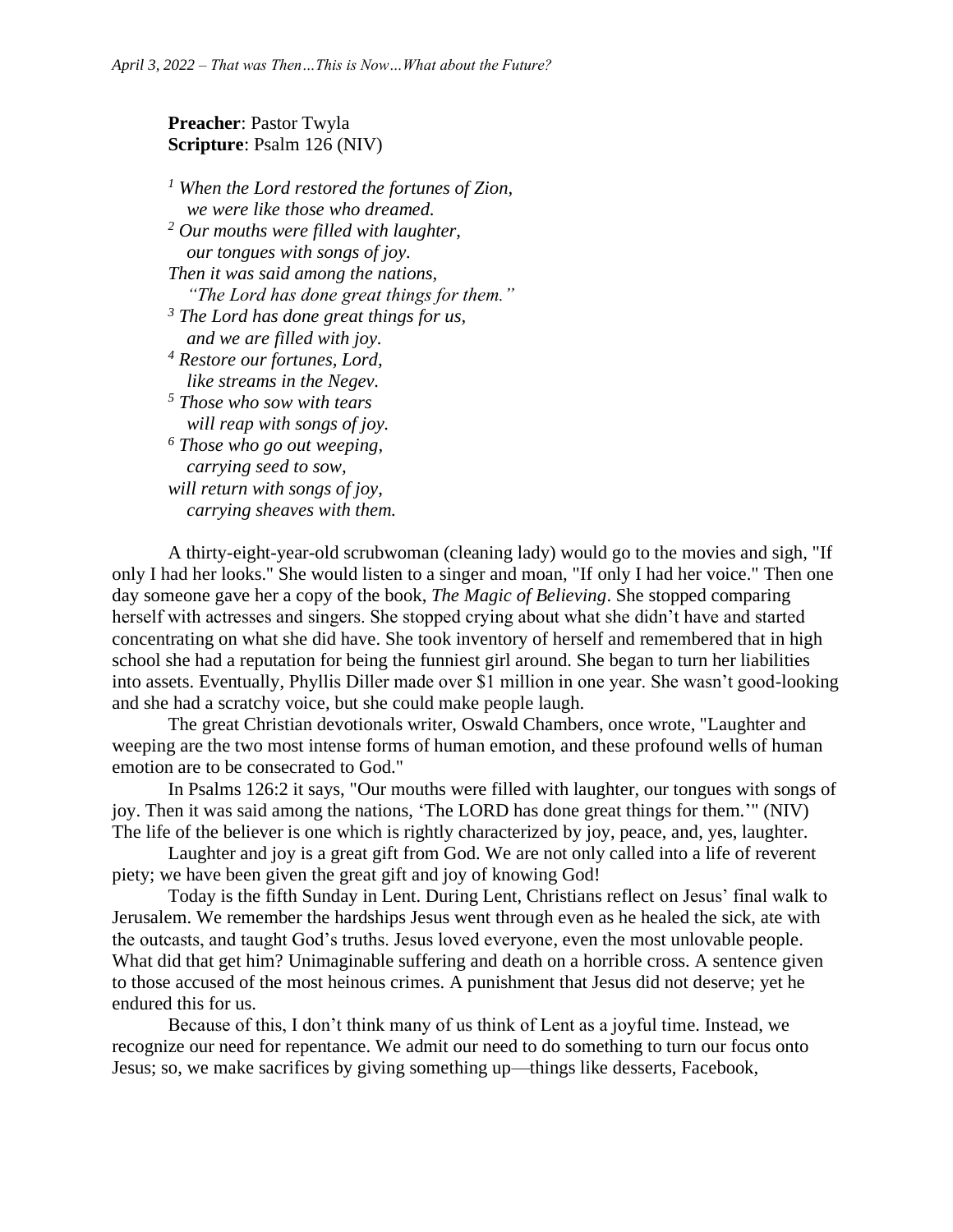**Preacher**: Pastor Twyla
**Scripture**: Psalm 126 (NIV)

*[1] When the Lord restored the fortunes of Zion,*
*we were like those who dreamed.*
*[2] Our mouths were filled with laughter,*
*our tongues with songs of joy.*
*Then it was said among the nations,*
*"The Lord has done great things for them."*
*[3] The Lord has done great things for us,*
*and we are filled with joy.*
*[4] Restore our fortunes, Lord,*
*like streams in the Negev.*
*[5] Those who sow with tears*
*will reap with songs of joy.*
*[6] Those who go out weeping,*
*carrying seed to sow,*
*will return with songs of joy,*
*carrying sheaves with them.*

A thirty-eight-year-old scrubwoman (cleaning lady) would go to the movies and sigh, "If only I had her looks." She would listen to a singer and moan, "If only I had her voice." Then one day someone gave her a copy of the book, *The Magic of Believing*. She stopped comparing herself with actresses and singers. She stopped crying about what she didn't have and started concentrating on what she did have. She took inventory of herself and remembered that in high school she had a reputation for being the funniest girl around. She began to turn her liabilities into assets. Eventually, Phyllis Diller made over $1 million in one year. She wasn't good-looking and she had a scratchy voice, but she could make people laugh.

The great Christian devotionals writer, Oswald Chambers, once wrote, "Laughter and weeping are the two most intense forms of human emotion, and these profound wells of human emotion are to be consecrated to God."

In Psalms 126:2 it says, "Our mouths were filled with laughter, our tongues with songs of joy. Then it was said among the nations, 'The LORD has done great things for them.'" (NIV) The life of the believer is one which is rightly characterized by joy, peace, and, yes, laughter.

Laughter and joy is a great gift from God. We are not only called into a life of reverent piety; we have been given the great gift and joy of knowing God!

Today is the fifth Sunday in Lent. During Lent, Christians reflect on Jesus' final walk to Jerusalem. We remember the hardships Jesus went through even as he healed the sick, ate with the outcasts, and taught God's truths. Jesus loved everyone, even the most unlovable people. What did that get him? Unimaginable suffering and death on a horrible cross. A sentence given to those accused of the most heinous crimes. A punishment that Jesus did not deserve; yet he endured this for us.

Because of this, I don't think many of us think of Lent as a joyful time. Instead, we recognize our need for repentance. We admit our need to do something to turn our focus onto Jesus; so, we make sacrifices by giving something up—things like desserts, Facebook,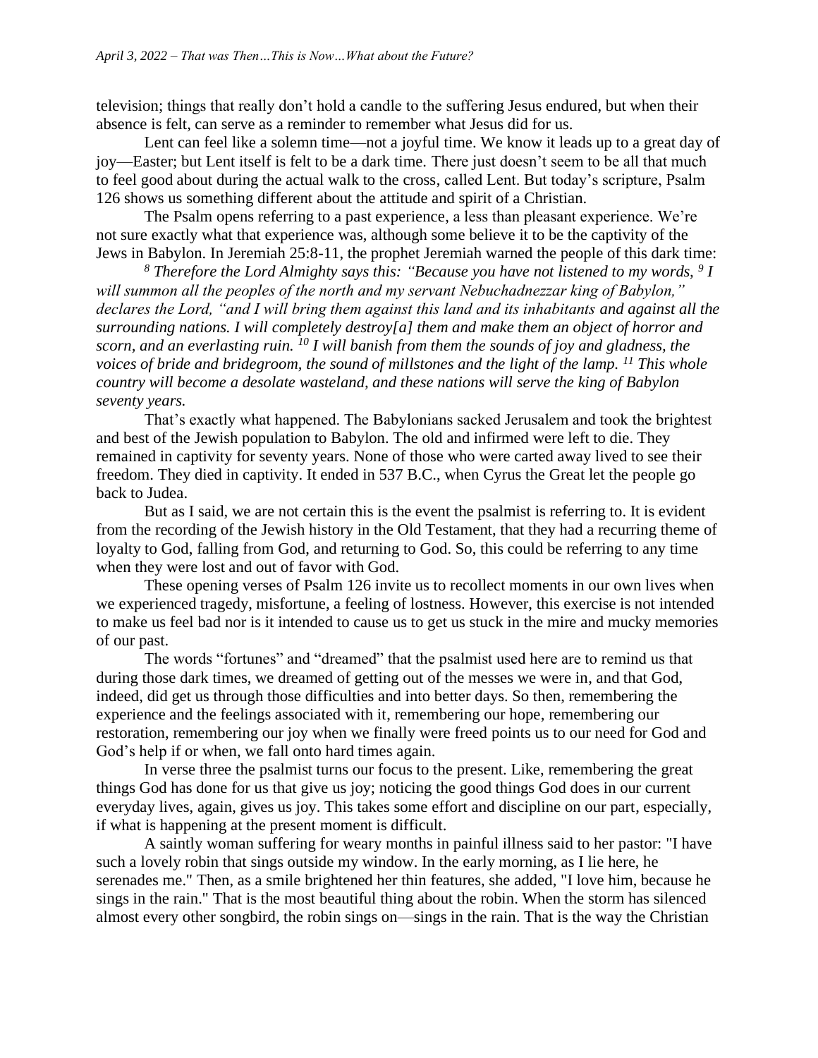television; things that really don't hold a candle to the suffering Jesus endured, but when their absence is felt, can serve as a reminder to remember what Jesus did for us.

Lent can feel like a solemn time—not a joyful time. We know it leads up to a great day of joy—Easter; but Lent itself is felt to be a dark time. There just doesn't seem to be all that much to feel good about during the actual walk to the cross, called Lent. But today's scripture, Psalm 126 shows us something different about the attitude and spirit of a Christian.

The Psalm opens referring to a past experience, a less than pleasant experience. We're not sure exactly what that experience was, although some believe it to be the captivity of the Jews in Babylon. In Jeremiah 25:8-11, the prophet Jeremiah warned the people of this dark time:

*[8] Therefore the Lord Almighty says this: "Because you have not listened to my words, [9] I will summon all the peoples of the north and my servant Nebuchadnezzar king of Babylon," declares the Lord, "and I will bring them against this land and its inhabitants and against all the surrounding nations. I will completely destroy[a] them and make them an object of horror and scorn, and an everlasting ruin. [10] I will banish from them the sounds of joy and gladness, the voices of bride and bridegroom, the sound of millstones and the light of the lamp. [11] This whole country will become a desolate wasteland, and these nations will serve the king of Babylon seventy years.*

That's exactly what happened. The Babylonians sacked Jerusalem and took the brightest and best of the Jewish population to Babylon. The old and infirmed were left to die. They remained in captivity for seventy years. None of those who were carted away lived to see their freedom. They died in captivity. It ended in 537 B.C., when Cyrus the Great let the people go back to Judea.

But as I said, we are not certain this is the event the psalmist is referring to. It is evident from the recording of the Jewish history in the Old Testament, that they had a recurring theme of loyalty to God, falling from God, and returning to God. So, this could be referring to any time when they were lost and out of favor with God.

These opening verses of Psalm 126 invite us to recollect moments in our own lives when we experienced tragedy, misfortune, a feeling of lostness. However, this exercise is not intended to make us feel bad nor is it intended to cause us to get us stuck in the mire and mucky memories of our past.

The words "fortunes" and "dreamed" that the psalmist used here are to remind us that during those dark times, we dreamed of getting out of the messes we were in, and that God, indeed, did get us through those difficulties and into better days. So then, remembering the experience and the feelings associated with it, remembering our hope, remembering our restoration, remembering our joy when we finally were freed points us to our need for God and God's help if or when, we fall onto hard times again.

In verse three the psalmist turns our focus to the present. Like, remembering the great things God has done for us that give us joy; noticing the good things God does in our current everyday lives, again, gives us joy. This takes some effort and discipline on our part, especially, if what is happening at the present moment is difficult.

A saintly woman suffering for weary months in painful illness said to her pastor: "I have such a lovely robin that sings outside my window. In the early morning, as I lie here, he serenades me." Then, as a smile brightened her thin features, she added, "I love him, because he sings in the rain." That is the most beautiful thing about the robin. When the storm has silenced almost every other songbird, the robin sings on—sings in the rain. That is the way the Christian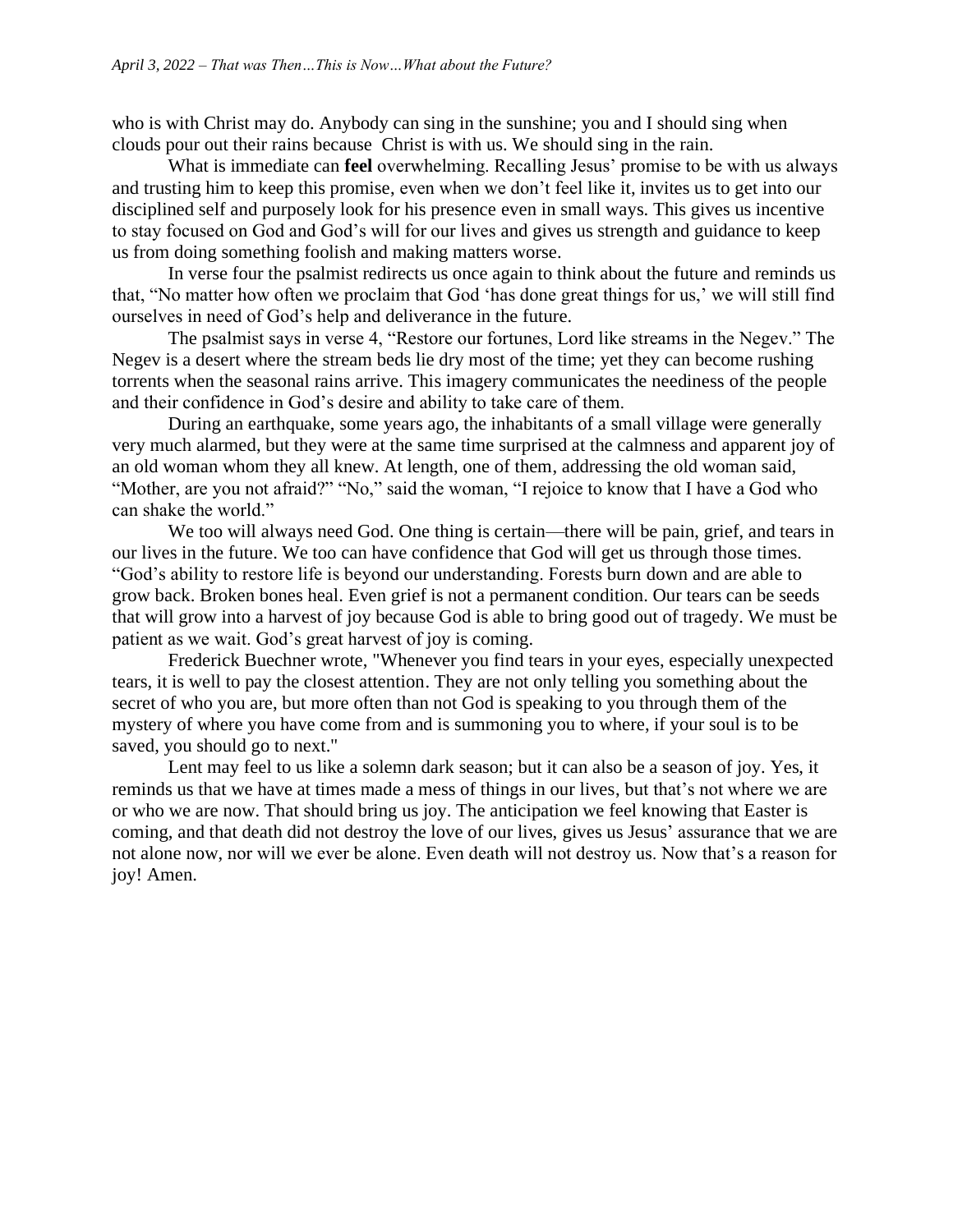who is with Christ may do. Anybody can sing in the sunshine; you and I should sing when clouds pour out their rains because Christ is with us. We should sing in the rain.

What is immediate can **feel** overwhelming. Recalling Jesus' promise to be with us always and trusting him to keep this promise, even when we don't feel like it, invites us to get into our disciplined self and purposely look for his presence even in small ways. This gives us incentive to stay focused on God and God's will for our lives and gives us strength and guidance to keep us from doing something foolish and making matters worse.

In verse four the psalmist redirects us once again to think about the future and reminds us that, "No matter how often we proclaim that God 'has done great things for us,' we will still find ourselves in need of God's help and deliverance in the future.

The psalmist says in verse 4, "Restore our fortunes, Lord like streams in the Negev." The Negev is a desert where the stream beds lie dry most of the time; yet they can become rushing torrents when the seasonal rains arrive. This imagery communicates the neediness of the people and their confidence in God's desire and ability to take care of them.

During an earthquake, some years ago, the inhabitants of a small village were generally very much alarmed, but they were at the same time surprised at the calmness and apparent joy of an old woman whom they all knew. At length, one of them, addressing the old woman said, "Mother, are you not afraid?" "No," said the woman, "I rejoice to know that I have a God who can shake the world."

We too will always need God. One thing is certain—there will be pain, grief, and tears in our lives in the future. We too can have confidence that God will get us through those times. "God's ability to restore life is beyond our understanding. Forests burn down and are able to grow back. Broken bones heal. Even grief is not a permanent condition. Our tears can be seeds that will grow into a harvest of joy because God is able to bring good out of tragedy. We must be patient as we wait. God's great harvest of joy is coming.

Frederick Buechner wrote, "Whenever you find tears in your eyes, especially unexpected tears, it is well to pay the closest attention. They are not only telling you something about the secret of who you are, but more often than not God is speaking to you through them of the mystery of where you have come from and is summoning you to where, if your soul is to be saved, you should go to next."

Lent may feel to us like a solemn dark season; but it can also be a season of joy. Yes, it reminds us that we have at times made a mess of things in our lives, but that's not where we are or who we are now. That should bring us joy. The anticipation we feel knowing that Easter is coming, and that death did not destroy the love of our lives, gives us Jesus' assurance that we are not alone now, nor will we ever be alone. Even death will not destroy us. Now that's a reason for joy! Amen.